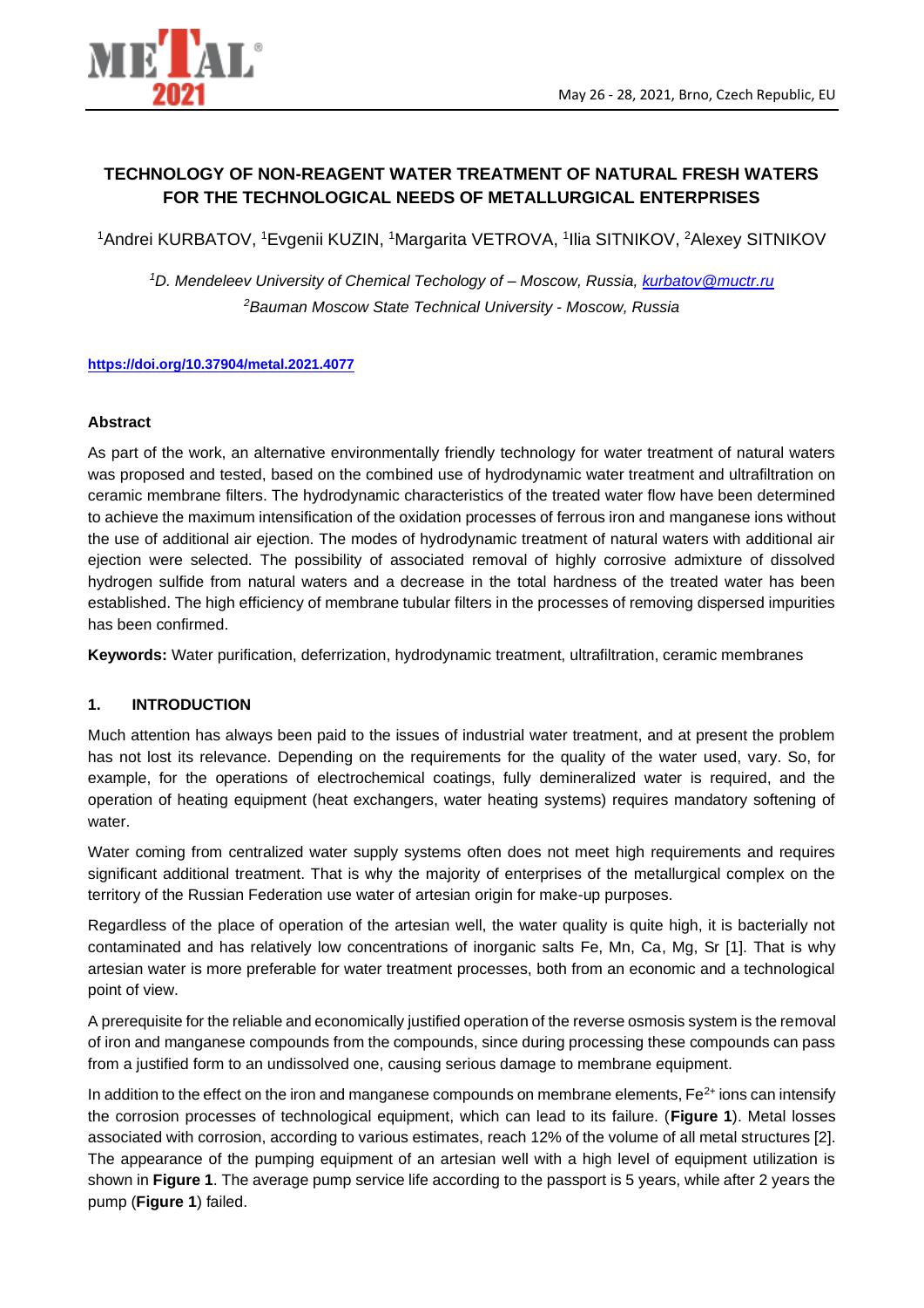# TECHNOLOGY OF NON-REAGENT WATER TREATMENT OF NATURAL FRESH WATERS FOR THE TECHNOLOGICAL NEEDS OF METALLURGICAL ENTERPRISES

[1]Andrei KURBATOV, [1]Evgenii KUZIN, [1]Margarita VETROVA, [1]Ilia SITNIKOV, [2]Alexey SITNIKOV

*[1]D. Mendeleev University of Chemical Techology of – Moscow, Russia, kurbatov@muctr.ru*
*[2]Bauman Moscow State Technical University - Moscow, Russia*

**https://doi.org/10.37904/metal.2021.4077**

### Abstract

As part of the work, an alternative environmentally friendly technology for water treatment of natural waters was proposed and tested, based on the combined use of hydrodynamic water treatment and ultrafiltration on ceramic membrane filters. The hydrodynamic characteristics of the treated water flow have been determined to achieve the maximum intensification of the oxidation processes of ferrous iron and manganese ions without the use of additional air ejection. The modes of hydrodynamic treatment of natural waters with additional air ejection were selected. The possibility of associated removal of highly corrosive admixture of dissolved hydrogen sulfide from natural waters and a decrease in the total hardness of the treated water has been established. The high efficiency of membrane tubular filters in the processes of removing dispersed impurities has been confirmed.

**Keywords:** Water purification, deferrization, hydrodynamic treatment, ultrafiltration, ceramic membranes

## 1. INTRODUCTION

Much attention has always been paid to the issues of industrial water treatment, and at present the problem has not lost its relevance. Depending on the requirements for the quality of the water used, vary. So, for example, for the operations of electrochemical coatings, fully demineralized water is required, and the operation of heating equipment (heat exchangers, water heating systems) requires mandatory softening of water.

Water coming from centralized water supply systems often does not meet high requirements and requires significant additional treatment. That is why the majority of enterprises of the metallurgical complex on the territory of the Russian Federation use water of artesian origin for make-up purposes.

Regardless of the place of operation of the artesian well, the water quality is quite high, it is bacterially not contaminated and has relatively low concentrations of inorganic salts Fe, Mn, Ca, Mg, Sr [1]. That is why artesian water is more preferable for water treatment processes, both from an economic and a technological point of view.

A prerequisite for the reliable and economically justified operation of the reverse osmosis system is the removal of iron and manganese compounds from the compounds, since during processing these compounds can pass from a justified form to an undissolved one, causing serious damage to membrane equipment.

In addition to the effect on the iron and manganese compounds on membrane elements, $Fe^{2+}$ ions can intensify the corrosion processes of technological equipment, which can lead to its failure. (**Figure 1**). Metal losses associated with corrosion, according to various estimates, reach 12% of the volume of all metal structures [2]. The appearance of the pumping equipment of an artesian well with a high level of equipment utilization is shown in **Figure 1**. The average pump service life according to the passport is 5 years, while after 2 years the pump (**Figure 1**) failed.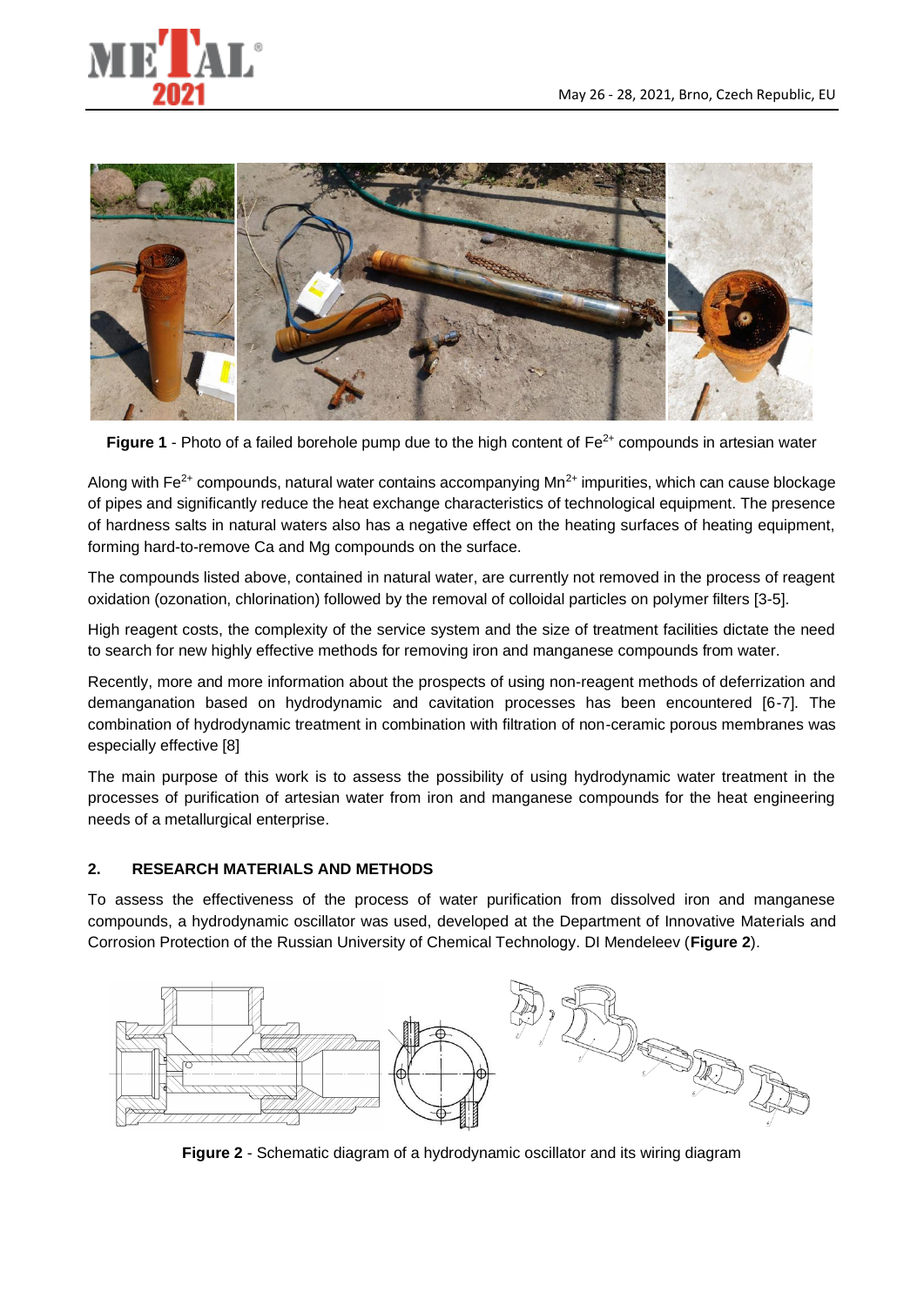**Figure 1** - Photo of a failed borehole pump due to the high content of $Fe^{2+}$ compounds in artesian water

Along with $Fe^{2+}$ compounds, natural water contains accompanying $Mn^{2+}$ impurities, which can cause blockage of pipes and significantly reduce the heat exchange characteristics of technological equipment. The presence of hardness salts in natural waters also has a negative effect on the heating surfaces of heating equipment, forming hard-to-remove Ca and Mg compounds on the surface.

The compounds listed above, contained in natural water, are currently not removed in the process of reagent oxidation (ozonation, chlorination) followed by the removal of colloidal particles on polymer filters [3-5].

High reagent costs, the complexity of the service system and the size of treatment facilities dictate the need to search for new highly effective methods for removing iron and manganese compounds from water.

Recently, more and more information about the prospects of using non-reagent methods of deferrization and demanganation based on hydrodynamic and cavitation processes has been encountered [6-7]. The combination of hydrodynamic treatment in combination with filtration of non-ceramic porous membranes was especially effective [8]

The main purpose of this work is to assess the possibility of using hydrodynamic water treatment in the processes of purification of artesian water from iron and manganese compounds for the heat engineering needs of a metallurgical enterprise.

## 2. RESEARCH MATERIALS AND METHODS

To assess the effectiveness of the process of water purification from dissolved iron and manganese compounds, a hydrodynamic oscillator was used, developed at the Department of Innovative Materials and Corrosion Protection of the Russian University of Chemical Technology. DI Mendeleev (**Figure 2**).

**Figure 2** - Schematic diagram of a hydrodynamic oscillator and its wiring diagram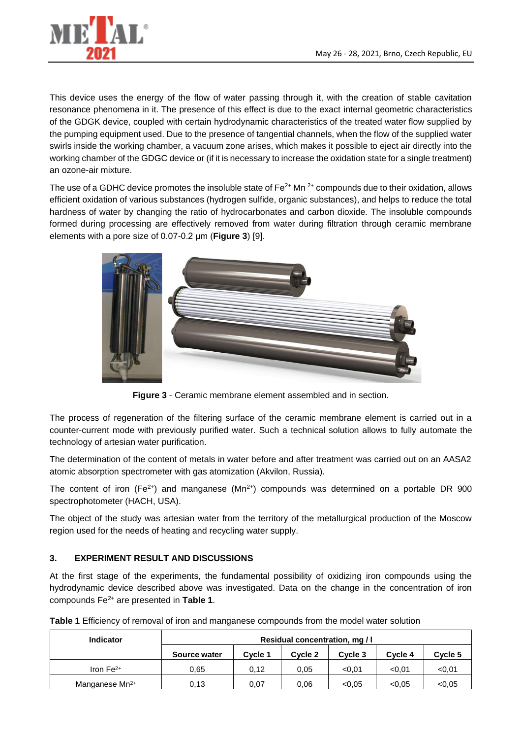This device uses the energy of the flow of water passing through it, with the creation of stable cavitation resonance phenomena in it. The presence of this effect is due to the exact internal geometric characteristics of the GDGK device, coupled with certain hydrodynamic characteristics of the treated water flow supplied by the pumping equipment used. Due to the presence of tangential channels, when the flow of the supplied water swirls inside the working chamber, a vacuum zone arises, which makes it possible to eject air directly into the working chamber of the GDGC device or (if it is necessary to increase the oxidation state for a single treatment) an ozone-air mixture.

The use of a GDHC device promotes the insoluble state of $Fe^{2+}$ $Mn^{2+}$ compounds due to their oxidation, allows efficient oxidation of various substances (hydrogen sulfide, organic substances), and helps to reduce the total hardness of water by changing the ratio of hydrocarbonates and carbon dioxide. The insoluble compounds formed during processing are effectively removed from water during filtration through ceramic membrane elements with a pore size of 0.07-0.2 μm (**Figure 3**) [9].

**Figure 3** - Ceramic membrane element assembled and in section.

The process of regeneration of the filtering surface of the ceramic membrane element is carried out in a counter-current mode with previously purified water. Such a technical solution allows to fully automate the technology of artesian water purification.

The determination of the content of metals in water before and after treatment was carried out on an AASA2 atomic absorption spectrometer with gas atomization (Akvilon, Russia).

The content of iron ($Fe^{2+}$) and manganese ($Mn^{2+}$) compounds was determined on a portable DR 900 spectrophotometer (HACH, USA).

The object of the study was artesian water from the territory of the metallurgical production of the Moscow region used for the needs of heating and recycling water supply.

## 3. EXPERIMENT RESULT AND DISCUSSIONS

At the first stage of the experiments, the fundamental possibility of oxidizing iron compounds using the hydrodynamic device described above was investigated. Data on the change in the concentration of iron compounds $Fe^{2+}$ are presented in **Table 1**.

**Table 1** Efficiency of removal of iron and manganese compounds from the model water solution

| Indicator | Residual concentration, mg / l | | | | | |
|---|---|---|---|---|---|---|
| | Source water | Cycle 1 | Cycle 2 | Cycle 3 | Cycle 4 | Cycle 5 |
| Iron $Fe^{2+}$ | 0,65 | 0,12 | 0,05 | <0,01 | <0,01 | <0,01 |
| Manganese $Mn^{2+}$ | 0,13 | 0,07 | 0,06 | <0,05 | <0,05 | <0,05 |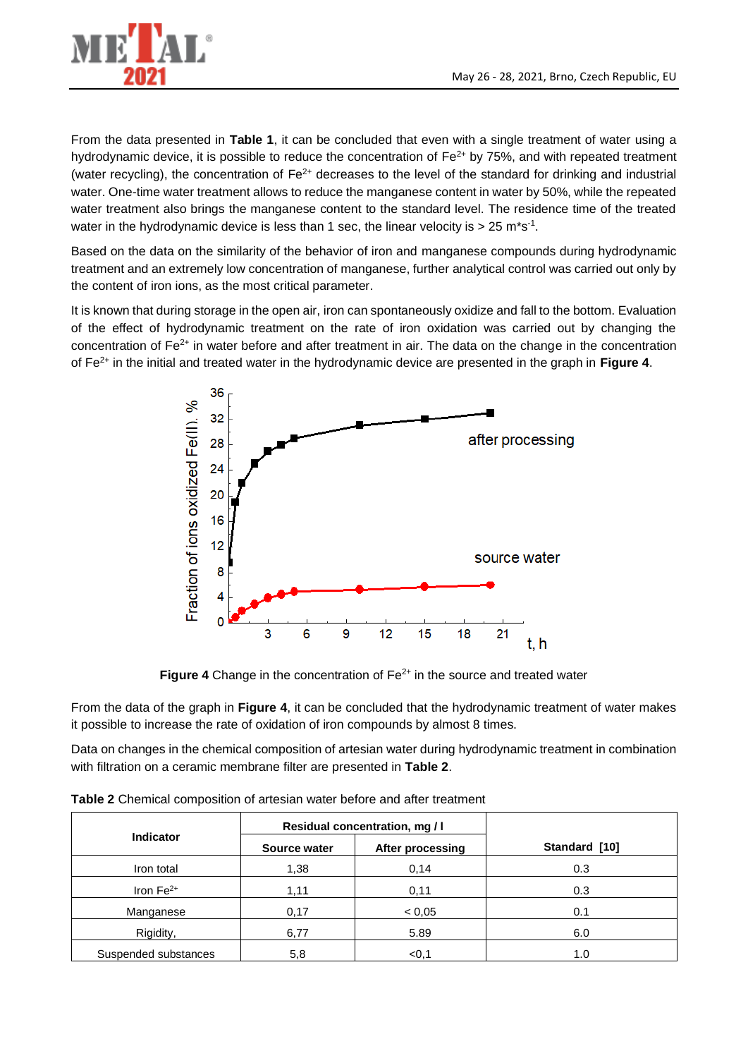From the data presented in **Table 1**, it can be concluded that even with a single treatment of water using a hydrodynamic device, it is possible to reduce the concentration of $Fe^{2+}$ by 75%, and with repeated treatment (water recycling), the concentration of $Fe^{2+}$ decreases to the level of the standard for drinking and industrial water. One-time water treatment allows to reduce the manganese content in water by 50%, while the repeated water treatment also brings the manganese content to the standard level. The residence time of the treated water in the hydrodynamic device is less than 1 sec, the linear velocity is > 25 $m*s^{-1}$.

Based on the data on the similarity of the behavior of iron and manganese compounds during hydrodynamic treatment and an extremely low concentration of manganese, further analytical control was carried out only by the content of iron ions, as the most critical parameter.

It is known that during storage in the open air, iron can spontaneously oxidize and fall to the bottom. Evaluation of the effect of hydrodynamic treatment on the rate of iron oxidation was carried out by changing the concentration of $Fe^{2+}$ in water before and after treatment in air. The data on the change in the concentration of $Fe^{2+}$ in the initial and treated water in the hydrodynamic device are presented in the graph in **Figure 4**.

**Figure 4** Change in the concentration of $Fe^{2+}$ in the source and treated water

From the data of the graph in **Figure 4**, it can be concluded that the hydrodynamic treatment of water makes it possible to increase the rate of oxidation of iron compounds by almost 8 times.

Data on changes in the chemical composition of artesian water during hydrodynamic treatment in combination with filtration on a ceramic membrane filter are presented in **Table 2**.

**Table 2** Chemical composition of artesian water before and after treatment

| Indicator | Residual concentration, mg / l | | Standard [10] |
|---|---|---|---|
| | Source water | After processing | |
| Iron total | 1,38 | 0,14 | 0.3 |
| Iron $Fe^{2+}$ | 1,11 | 0,11 | 0.3 |
| Manganese | 0,17 | < 0,05 | 0.1 |
| Rigidity, | 6,77 | 5.89 | 6.0 |
| Suspended substances | 5,8 | <0,1 | 1.0 |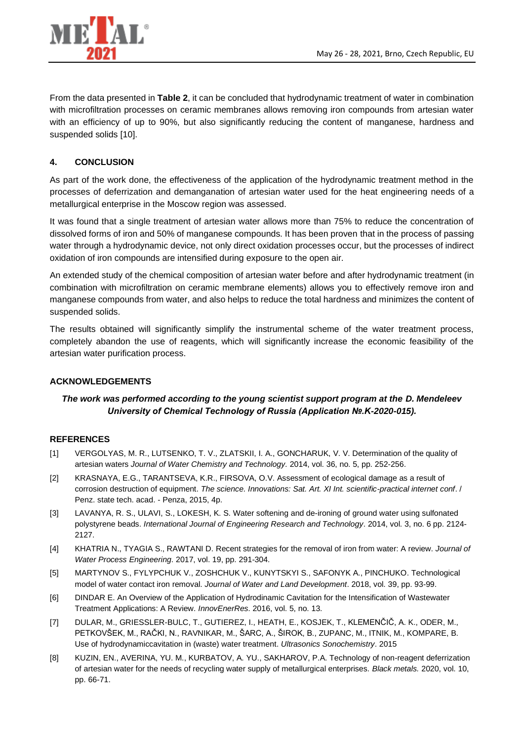From the data presented in **Table 2**, it can be concluded that hydrodynamic treatment of water in combination with microfiltration processes on ceramic membranes allows removing iron compounds from artesian water with an efficiency of up to 90%, but also significantly reducing the content of manganese, hardness and suspended solids [10].

## 4. CONCLUSION

As part of the work done, the effectiveness of the application of the hydrodynamic treatment method in the processes of deferrization and demanganation of artesian water used for the heat engineering needs of a metallurgical enterprise in the Moscow region was assessed.

It was found that a single treatment of artesian water allows more than 75% to reduce the concentration of dissolved forms of iron and 50% of manganese compounds. It has been proven that in the process of passing water through a hydrodynamic device, not only direct oxidation processes occur, but the processes of indirect oxidation of iron compounds are intensified during exposure to the open air.

An extended study of the chemical composition of artesian water before and after hydrodynamic treatment (in combination with microfiltration on ceramic membrane elements) allows you to effectively remove iron and manganese compounds from water, and also helps to reduce the total hardness and minimizes the content of suspended solids.

The results obtained will significantly simplify the instrumental scheme of the water treatment process, completely abandon the use of reagents, which will significantly increase the economic feasibility of the artesian water purification process.

## ACKNOWLEDGEMENTS

***The work was performed according to the young scientist support program at the D. Mendeleev University of Chemical Technology of Russia (Application №.K-2020-015).***

## REFERENCES

[1] VERGOLYAS, M. R., LUTSENKO, T. V., ZLATSKII, I. A., GONCHARUK, V. V. Determination of the quality of artesian waters *Journal of Water Chemistry and Technology.* 2014, vol. 36, no. 5, pp. 252-256.

[2] KRASNAYA, E.G., TARANTSEVA, K.R., FIRSOVA, O.V. Assessment of ecological damage as a result of corrosion destruction of equipment. *The science. Innovations: Sat. Art. XI Int. scientific-practical internet conf*. / Penz. state tech. acad. - Penza, 2015, 4p.

[3] LAVANYA, R. S., ULAVI, S., LOKESH, K. S. Water softening and de-ironing of ground water using sulfonated polystyrene beads. *International Journal of Engineering Research and Technology*. 2014, vol. 3, no. 6 pp. 2124-2127.

[4] KHATRIA N., TYAGIA S., RAWTANI D. Recent strategies for the removal of iron from water: A review. *Journal of Water Process Engineering*. 2017, vol. 19, pp. 291-304.

[5] MARTYNOV S., FYLYPCHUK V., ZOSHCHUK V., KUNYTSKYI S., SAFONYK A., PINCHUKO. Technological model of water contact iron removal. *Journal of Water and Land Development*. 2018, vol. 39, pp. 93-99.

[6] DINDAR E. An Overview of the Application of Hydrodinamic Cavitation for the Intensification of Wastewater Treatment Applications: A Review. *InnovEnerRes*. 2016, vol. 5, no. 13.

[7] DULAR, M., GRIESSLER-BULC, T., GUTIEREZ, I., HEATH, E., KOSJEK, T., KLEMENČIČ, A. K., ODER, M., PETKOVŠEK, M., RAČKI, N., RAVNIKAR, M., ŠARC, A., ŠIROK, B., ZUPANC, M., ITNIK, M., KOMPARE, B. Use of hydrodynamiccavitation in (waste) water treatment. *Ultrasonics Sonochemistry*. 2015

[8] KUZIN, EN., AVERINA, YU. M., KURBATOV, A. YU., SAKHAROV, P.A. Technology of non-reagent deferrization of artesian water for the needs of recycling water supply of metallurgical enterprises. *Black metals.* 2020, vol. 10, pp. 66-71.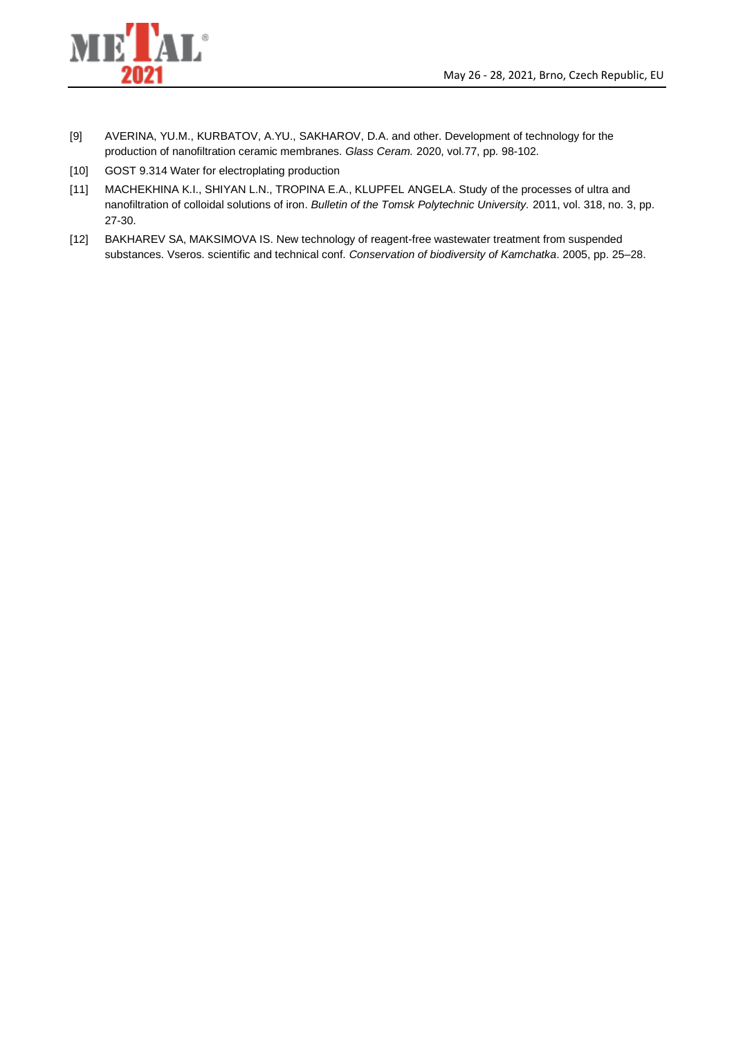[9] AVERINA, YU.M., KURBATOV, A.YU., SAKHAROV, D.A. and other. Development of technology for the production of nanofiltration ceramic membranes. *Glass Ceram.* 2020, vol.77, pp. 98-102.

[10] GOST 9.314 Water for electroplating production

[11] MACHEKHINA K.I., SHIYAN L.N., TROPINA E.A., KLUPFEL ANGELA. Study of the processes of ultra and nanofiltration of colloidal solutions of iron. *Bulletin of the Tomsk Polytechnic University.* 2011, vol. 318, no. 3, pp. 27-30.

[12] BAKHAREV SA, MAKSIMOVA IS. New technology of reagent-free wastewater treatment from suspended substances. Vseros. scientific and technical conf. *Conservation of biodiversity of Kamchatka*. 2005, pp. 25–28.